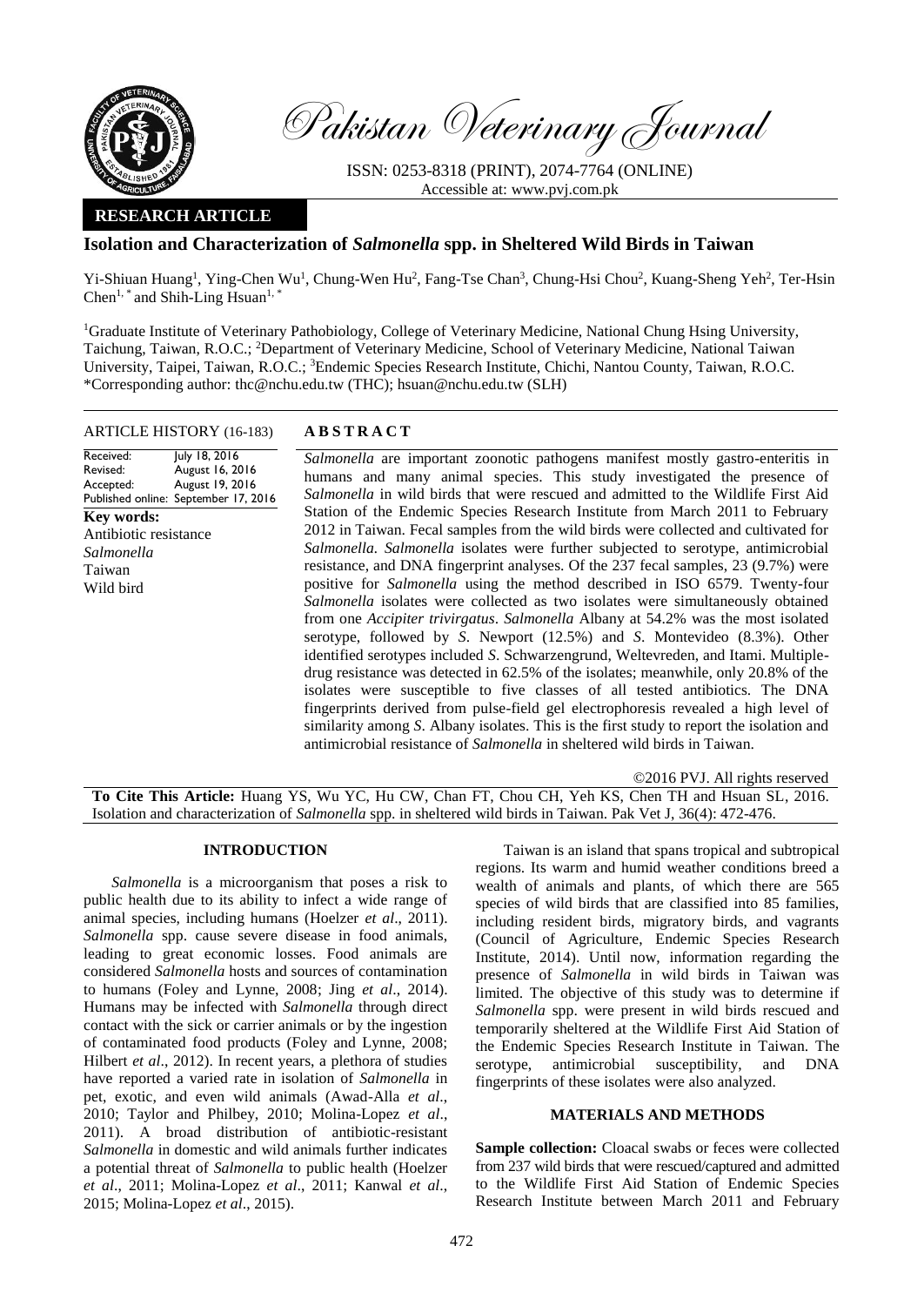Pakistan Veterinary Journal

ISSN: 0253-8318 (PRINT), 2074-7764 (ONLINE)
Accessible at: www.pvj.com.pk

**RESEARCH ARTICLE**

# Isolation and Characterization of *Salmonella* spp. in Sheltered Wild Birds in Taiwan

Yi-Shiuan Huang[1], Ying-Chen Wu[1], Chung-Wen Hu[2], Fang-Tse Chan[3], Chung-Hsi Chou[2], Kuang-Sheng Yeh[2], Ter-Hsin Chen[1,*] and Shih-Ling Hsuan[1,*]

[1]Graduate Institute of Veterinary Pathobiology, College of Veterinary Medicine, National Chung Hsing University, Taichung, Taiwan, R.O.C.; [2]Department of Veterinary Medicine, School of Veterinary Medicine, National Taiwan University, Taipei, Taiwan, R.O.C.; [3]Endemic Species Research Institute, Chichi, Nantou County, Taiwan, R.O.C.
*Corresponding author: thc@nchu.edu.tw (THC); hsuan@nchu.edu.tw (SLH)

**ARTICLE HISTORY** (16-183)

Received: July 18, 2016
Revised: August 16, 2016
Accepted: August 19, 2016
Published online: September 17, 2016

**Key words:**
Antibiotic resistance
*Salmonella*
Taiwan
Wild bird

## ABSTRACT

*Salmonella* are important zoonotic pathogens manifest mostly gastro-enteritis in humans and many animal species. This study investigated the presence of *Salmonella* in wild birds that were rescued and admitted to the Wildlife First Aid Station of the Endemic Species Research Institute from March 2011 to February 2012 in Taiwan. Fecal samples from the wild birds were collected and cultivated for *Salmonella*. *Salmonella* isolates were further subjected to serotype, antimicrobial resistance, and DNA fingerprint analyses. Of the 237 fecal samples, 23 (9.7%) were positive for *Salmonella* using the method described in ISO 6579. Twenty-four *Salmonella* isolates were collected as two isolates were simultaneously obtained from one *Accipiter trivirgatus*. *Salmonella* Albany at 54.2% was the most isolated serotype, followed by *S*. Newport (12.5%) and *S*. Montevideo (8.3%). Other identified serotypes included *S*. Schwarzengrund, Weltevreden, and Itami. Multiple-drug resistance was detected in 62.5% of the isolates; meanwhile, only 20.8% of the isolates were susceptible to five classes of all tested antibiotics. The DNA fingerprints derived from pulse-field gel electrophoresis revealed a high level of similarity among *S*. Albany isolates. This is the first study to report the isolation and antimicrobial resistance of *Salmonella* in sheltered wild birds in Taiwan.

©2016 PVJ. All rights reserved

**To Cite This Article:** Huang YS, Wu YC, Hu CW, Chan FT, Chou CH, Yeh KS, Chen TH and Hsuan SL, 2016. Isolation and characterization of *Salmonella* spp. in sheltered wild birds in Taiwan. Pak Vet J, 36(4): 472-476.

## INTRODUCTION

*Salmonella* is a microorganism that poses a risk to public health due to its ability to infect a wide range of animal species, including humans (Hoelzer *et al*., 2011). *Salmonella* spp. cause severe disease in food animals, leading to great economic losses. Food animals are considered *Salmonella* hosts and sources of contamination to humans (Foley and Lynne, 2008; Jing *et al*., 2014). Humans may be infected with *Salmonella* through direct contact with the sick or carrier animals or by the ingestion of contaminated food products (Foley and Lynne, 2008; Hilbert *et al*., 2012). In recent years, a plethora of studies have reported a varied rate in isolation of *Salmonella* in pet, exotic, and even wild animals (Awad-Alla *et al*., 2010; Taylor and Philbey, 2010; Molina-Lopez *et al*., 2011). A broad distribution of antibiotic-resistant *Salmonella* in domestic and wild animals further indicates a potential threat of *Salmonella* to public health (Hoelzer *et al*., 2011; Molina-Lopez *et al*., 2011; Kanwal *et al*., 2015; Molina-Lopez *et al*., 2015).

Taiwan is an island that spans tropical and subtropical regions. Its warm and humid weather conditions breed a wealth of animals and plants, of which there are 565 species of wild birds that are classified into 85 families, including resident birds, migratory birds, and vagrants (Council of Agriculture, Endemic Species Research Institute, 2014). Until now, information regarding the presence of *Salmonella* in wild birds in Taiwan was limited. The objective of this study was to determine if *Salmonella* spp. were present in wild birds rescued and temporarily sheltered at the Wildlife First Aid Station of the Endemic Species Research Institute in Taiwan. The serotype, antimicrobial susceptibility, and DNA fingerprints of these isolates were also analyzed.

## MATERIALS AND METHODS

**Sample collection:** Cloacal swabs or feces were collected from 237 wild birds that were rescued/captured and admitted to the Wildlife First Aid Station of Endemic Species Research Institute between March 2011 and February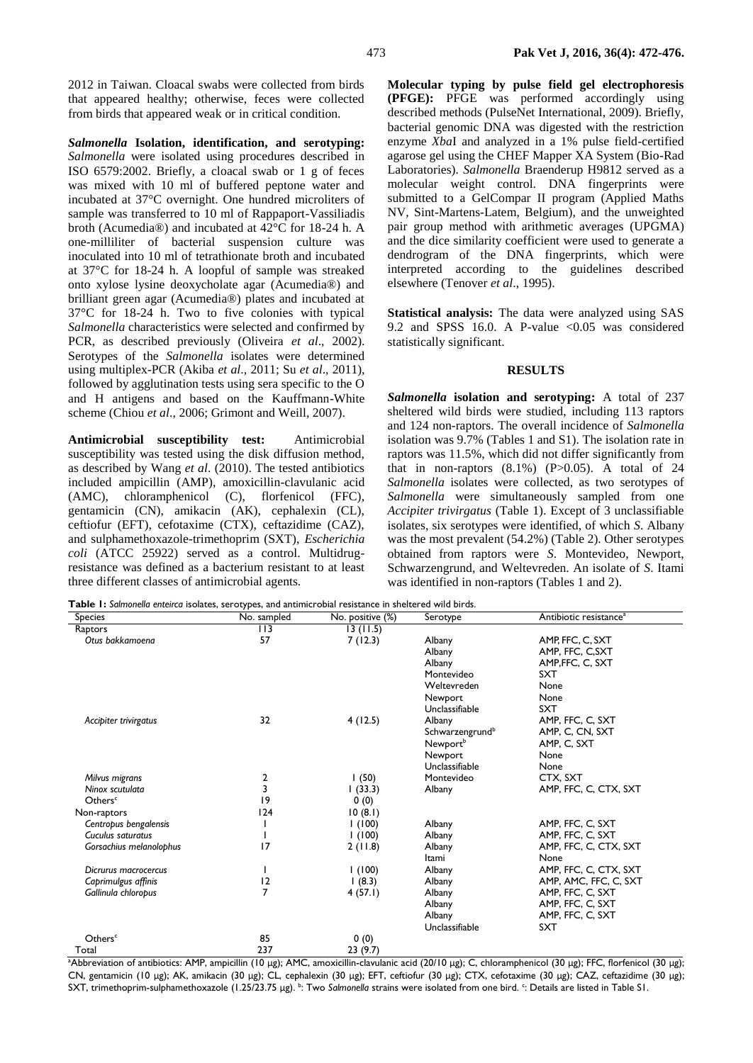2012 in Taiwan. Cloacal swabs were collected from birds that appeared healthy; otherwise, feces were collected from birds that appeared weak or in critical condition.

***Salmonella* Isolation, identification, and serotyping:** *Salmonella* were isolated using procedures described in ISO 6579:2002. Briefly, a cloacal swab or 1 g of feces was mixed with 10 ml of buffered peptone water and incubated at 37°C overnight. One hundred microliters of sample was transferred to 10 ml of Rappaport-Vassiliadis broth (Acumedia®) and incubated at 42°C for 18-24 h. A one-milliliter of bacterial suspension culture was inoculated into 10 ml of tetrathionate broth and incubated at 37°C for 18-24 h. A loopful of sample was streaked onto xylose lysine deoxycholate agar (Acumedia®) and brilliant green agar (Acumedia®) plates and incubated at 37°C for 18-24 h. Two to five colonies with typical *Salmonella* characteristics were selected and confirmed by PCR, as described previously (Oliveira *et al*., 2002). Serotypes of the *Salmonella* isolates were determined using multiplex-PCR (Akiba *et al*., 2011; Su *et al*., 2011), followed by agglutination tests using sera specific to the O and H antigens and based on the Kauffmann-White scheme (Chiou *et al*., 2006; Grimont and Weill, 2007).

**Antimicrobial susceptibility test:** Antimicrobial susceptibility was tested using the disk diffusion method, as described by Wang *et al*. (2010). The tested antibiotics included ampicillin (AMP), amoxicillin-clavulanic acid (AMC), chloramphenicol (C), florfenicol (FFC), gentamicin (CN), amikacin (AK), cephalexin (CL), ceftiofur (EFT), cefotaxime (CTX), ceftazidime (CAZ), and sulphamethoxazole-trimethoprim (SXT), *Escherichia coli* (ATCC 25922) served as a control. Multidrug-resistance was defined as a bacterium resistant to at least three different classes of antimicrobial agents.

**Molecular typing by pulse field gel electrophoresis (PFGE):** PFGE was performed accordingly using described methods (PulseNet International, 2009). Briefly, bacterial genomic DNA was digested with the restriction enzyme *Xba*I and analyzed in a 1% pulse field-certified agarose gel using the CHEF Mapper XA System (Bio-Rad Laboratories). *Salmonella* Braenderup H9812 served as a molecular weight control. DNA fingerprints were submitted to a GelCompar II program (Applied Maths NV, Sint-Martens-Latem, Belgium), and the unweighted pair group method with arithmetic averages (UPGMA) and the dice similarity coefficient were used to generate a dendrogram of the DNA fingerprints, which were interpreted according to the guidelines described elsewhere (Tenover *et al*., 1995).

**Statistical analysis:** The data were analyzed using SAS 9.2 and SPSS 16.0. A P-value $<0.05$ was considered statistically significant.

## RESULTS

***Salmonella* isolation and serotyping:** A total of 237 sheltered wild birds were studied, including 113 raptors and 124 non-raptors. The overall incidence of *Salmonella* isolation was 9.7% (Tables 1 and S1). The isolation rate in raptors was 11.5%, which did not differ significantly from that in non-raptors (8.1%) (P>0.05). A total of 24 *Salmonella* isolates were collected, as two serotypes of *Salmonella* were simultaneously sampled from one *Accipiter trivirgatus* (Table 1). Except of 3 unclassifiable isolates, six serotypes were identified, of which *S*. Albany was the most prevalent (54.2%) (Table 2). Other serotypes obtained from raptors were *S*. Montevideo, Newport, Schwarzengrund, and Weltevreden. An isolate of *S*. Itami was identified in non-raptors (Tables 1 and 2).

**Table 1:** *Salmonella enterica* isolates, serotypes, and antimicrobial resistance in sheltered wild birds.

| Species | No. sampled | No. positive (%) | Serotype | Antibiotic resistance[a] |
|---|---|---|---|---|
| Raptors | 113 | 13 (11.5) | | |
| *Otus bakkamoena* | 57 | 7 (12.3) | Albany | AMP, FFC, C, SXT |
| | | | Albany | AMP, FFC, C,SXT |
| | | | Albany | AMP,FFC, C, SXT |
| | | | Montevideo | SXT |
| | | | Weltevreden | None |
| | | | Newport | None |
| | | | Unclassifiable | SXT |
| *Accipiter trivirgatus* | 32 | 4 (12.5) | Albany | AMP, FFC, C, SXT |
| | | | Schwarzengrund[b] | AMP, C, CN, SXT |
| | | | Newport[b] | AMP, C, SXT |
| | | | Newport | None |
| | | | Unclassifiable | None |
| *Milvus migrans* | 2 | 1 (50) | Montevideo | CTX, SXT |
| *Ninox scutulata* | 3 | 1 (33.3) | Albany | AMP, FFC, C, CTX, SXT |
| Others[c] | 19 | 0 (0) | | |
| Non-raptors | 124 | 10 (8.1) | | |
| *Centropus bengalensis* | 1 | 1 (100) | Albany | AMP, FFC, C, SXT |
| *Cuculus saturatus* | 1 | 1 (100) | Albany | AMP, FFC, C, SXT |
| *Gorsachius melanolophus* | 17 | 2 (11.8) | Albany | AMP, FFC, C, CTX, SXT |
| | | | Itami | None |
| *Dicrurus macrocercus* | 1 | 1 (100) | Albany | AMP, FFC, C, CTX, SXT |
| *Caprimulgus affinis* | 12 | 1 (8.3) | Albany | AMP, AMC, FFC, C, SXT |
| *Gallinula chloropus* | 7 | 4 (57.1) | Albany | AMP, FFC, C, SXT |
| | | | Albany | AMP, FFC, C, SXT |
| | | | Albany | AMP, FFC, C, SXT |
| | | | Unclassifiable | SXT |
| Others[c] | 85 | 0 (0) | | |
| Total | 237 | 23 (9.7) | | |

[a]Abbreviation of antibiotics: AMP, ampicillin (10 μg); AMC, amoxicillin-clavulanic acid (20/10 μg); C, chloramphenicol (30 μg); FFC, florfenicol (30 μg); CN, gentamicin (10 μg); AK, amikacin (30 μg); CL, cephalexin (30 μg); EFT, ceftiofur (30 μg); CTX, cefotaxime (30 μg); CAZ, ceftazidime (30 μg); SXT, trimethoprim-sulphamethoxazole (1.25/23.75 μg). [b]: Two *Salmonella* strains were isolated from one bird. [c]: Details are listed in Table S1.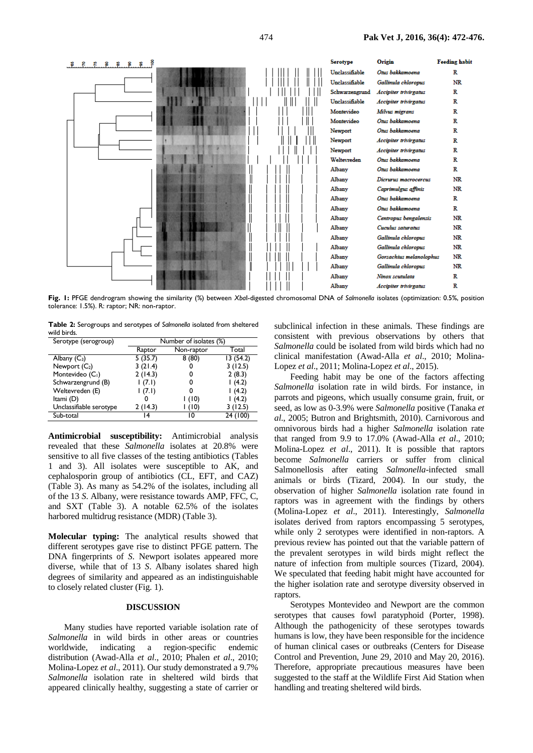| Serotype | Origin | Feeding habit |
|---|---|---|
| Unclassifiable | *Otus bakkamoena* | R |
| Unclassifiable | *Gallinula chloropus* | NR |
| Schwarzengrund | *Accipiter trivirgatus* | R |
| Unclassifiable | *Accipiter trivirgatus* | R |
| Montevideo | *Milvus migrans* | R |
| Montevideo | *Otus bakkamoena* | R |
| Newport | *Otus bakkamoena* | R |
| Newport | *Accipiter trivirgatus* | R |
| Newport | *Accipiter trivirgatus* | R |
| Weltevreden | *Otus bakkamoena* | R |
| Albany | *Otus bakkamoena* | R |
| Albany | *Dicrurus macrocercus* | NR |
| Albany | *Caprimulgus affinis* | NR |
| Albany | *Otus bakkamoena* | R |
| Albany | *Otus bakkamoena* | R |
| Albany | *Centropus bengalensis* | NR |
| Albany | *Cuculus saturatus* | NR |
| Albany | *Gallinula chloropus* | NR |
| Albany | *Gallinula chloropus* | NR |
| Albany | *Gorsachius melanolophus* | NR |
| Albany | *Gallinula chloropus* | NR |
| Albany | *Ninox scutulata* | R |
| Albany | *Accipiter trivirgatus* | R |

**Fig. 1:** PFGE dendrogram showing the similarity (%) between *Xba*I-digested chromosomal DNA of *Salmonella* isolates (optimization: 0.5%, position tolerance: 1.5%). R: raptor; NR: non-raptor.

**Table 2:** Serogroups and serotypes of *Salmonella* isolated from sheltered wild birds.

| Serotype (serogroup) | Number of isolates (%) | | |
|---|---|---|---|
| | Raptor | Non-raptor | Total |
| Albany ($C_3$) | 5 (35.7) | 8 (80) | 13 (54.2) |
| Newport ($C_2$) | 3 (21.4) | 0 | 3 (12.5) |
| Montevideo ($C_1$) | 2 (14.3) | 0 | 2 (8.3) |
| Schwarzengrund (B) | 1 (7.1) | 0 | 1 (4.2) |
| Weltevreden (E) | 1 (7.1) | 0 | 1 (4.2) |
| Itami (D) | 0 | 1 (10) | 1 (4.2) |
| Unclassifiable serotype | 2 (14.3) | 1 (10) | 3 (12.5) |
| Sub-total | 14 | 10 | 24 (100) |

**Antimicrobial susceptibility:** Antimicrobial analysis revealed that these *Salmonella* isolates at 20.8% were sensitive to all five classes of the testing antibiotics (Tables 1 and 3). All isolates were susceptible to AK, and cephalosporin group of antibiotics (CL, EFT, and CAZ) (Table 3). As many as 54.2% of the isolates, including all of the 13 *S*. Albany, were resistance towards AMP, FFC, C, and SXT (Table 3). A notable 62.5% of the isolates harbored multidrug resistance (MDR) (Table 3).

**Molecular typing:** The analytical results showed that different serotypes gave rise to distinct PFGE pattern. The DNA fingerprints of *S*. Newport isolates appeared more diverse, while that of 13 *S*. Albany isolates shared high degrees of similarity and appeared as an indistinguishable to closely related cluster (Fig. 1).

## DISCUSSION

Many studies have reported variable isolation rate of *Salmonella* in wild birds in other areas or countries worldwide, indicating a region-specific endemic distribution (Awad-Alla *et al*., 2010; Phalen *et al*., 2010; Molina-Lopez *et al*., 2011). Our study demonstrated a 9.7% *Salmonella* isolation rate in sheltered wild birds that appeared clinically healthy, suggesting a state of carrier or subclinical infection in these animals. These findings are consistent with previous observations by others that *Salmonella* could be isolated from wild birds which had no clinical manifestation (Awad-Alla *et al*., 2010; Molina-Lopez *et al*., 2011; Molina-Lopez *et al*., 2015).

Feeding habit may be one of the factors affecting *Salmonella* isolation rate in wild birds. For instance, in parrots and pigeons, which usually consume grain, fruit, or seed, as low as 0-3.9% were *Salmonella* positive (Tanaka *et al*., 2005; Butron and Brightsmith, 2010). Carnivorous and omnivorous birds had a higher *Salmonella* isolation rate that ranged from 9.9 to 17.0% (Awad-Alla *et al*., 2010; Molina-Lopez *et al*., 2011). It is possible that raptors become *Salmonella* carriers or suffer from clinical Salmonellosis after eating *Salmonella*-infected small animals or birds (Tizard, 2004). In our study, the observation of higher *Salmonella* isolation rate found in raptors was in agreement with the findings by others (Molina-Lopez *et al*., 2011). Interestingly, *Salmonella* isolates derived from raptors encompassing 5 serotypes, while only 2 serotypes were identified in non-raptors. A previous review has pointed out that the variable pattern of the prevalent serotypes in wild birds might reflect the nature of infection from multiple sources (Tizard, 2004). We speculated that feeding habit might have accounted for the higher isolation rate and serotype diversity observed in raptors.

Serotypes Montevideo and Newport are the common serotypes that causes fowl paratyphoid (Porter, 1998). Although the pathogenicity of these serotypes towards humans is low, they have been responsible for the incidence of human clinical cases or outbreaks (Centers for Disease Control and Prevention, June 29, 2010 and May 20, 2016). Therefore, appropriate precautious measures have been suggested to the staff at the Wildlife First Aid Station when handling and treating sheltered wild birds.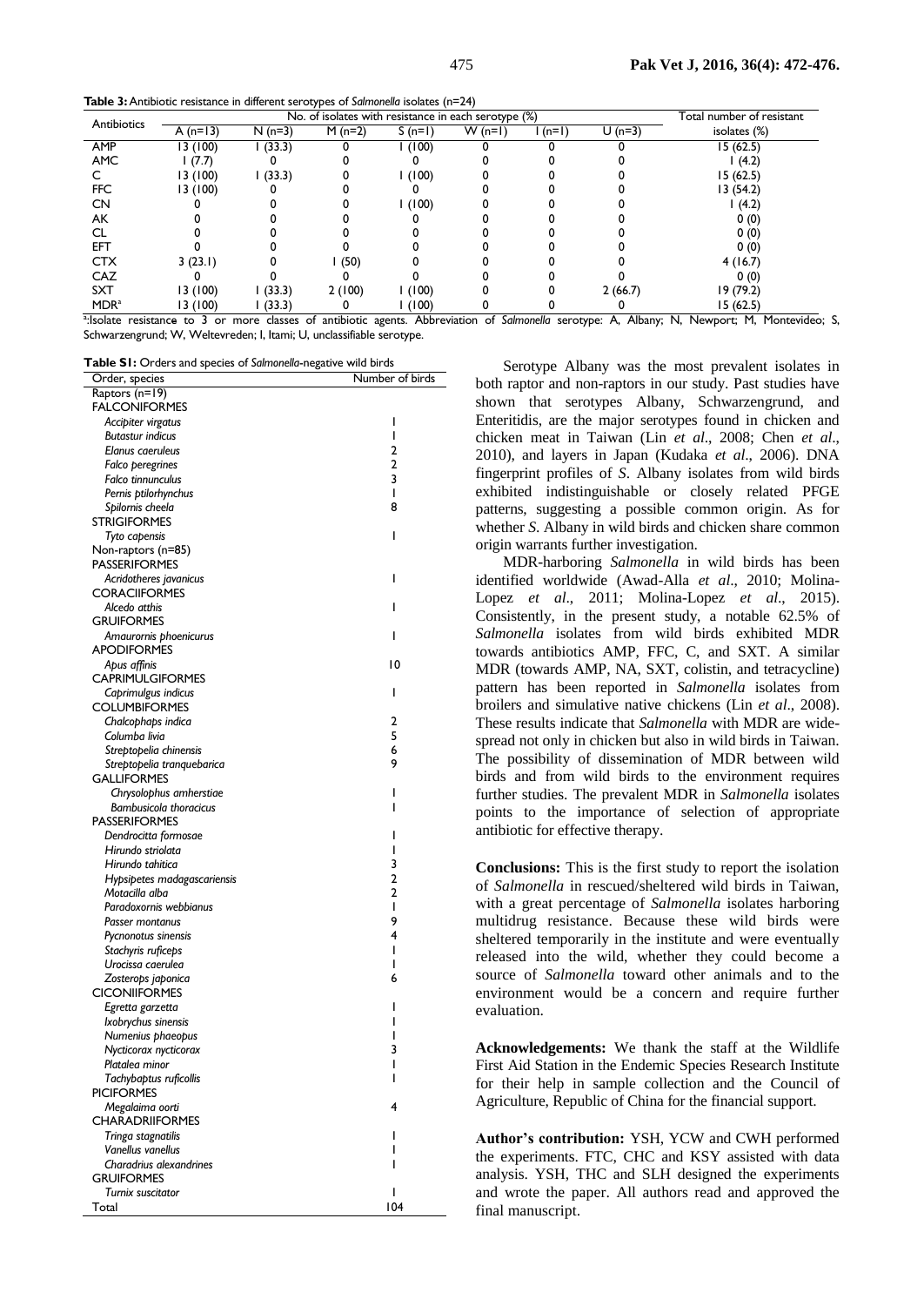**Table 3:** Antibiotic resistance in different serotypes of *Salmonella* isolates (n=24)

| Antibiotics | No. of isolates with resistance in each serotype (%) | | | | | | | Total number of resistant isolates (%) |
|---|---|---|---|---|---|---|---|---|
| | A (n=13) | N (n=3) | M (n=2) | S (n=1) | W (n=1) | I (n=1) | U (n=3) | |
| AMP | 13 (100) | 1 (33.3) | 0 | 1 (100) | 0 | 0 | 0 | 15 (62.5) |
| AMC | 1 (7.7) | 0 | 0 | 0 | 0 | 0 | 0 | 1 (4.2) |
| C | 13 (100) | 1 (33.3) | 0 | 1 (100) | 0 | 0 | 0 | 15 (62.5) |
| FFC | 13 (100) | 0 | 0 | 0 | 0 | 0 | 0 | 13 (54.2) |
| CN | 0 | 0 | 0 | 1 (100) | 0 | 0 | 0 | 1 (4.2) |
| AK | 0 | 0 | 0 | 0 | 0 | 0 | 0 | 0 (0) |
| CL | 0 | 0 | 0 | 0 | 0 | 0 | 0 | 0 (0) |
| EFT | 0 | 0 | 0 | 0 | 0 | 0 | 0 | 0 (0) |
| CTX | 3 (23.1) | 0 | 1 (50) | 0 | 0 | 0 | 0 | 4 (16.7) |
| CAZ | 0 | 0 | 0 | 0 | 0 | 0 | 0 | 0 (0) |
| SXT | 13 (100) | 1 (33.3) | 2 (100) | 1 (100) | 0 | 0 | 2 (66.7) | 19 (79.2) |
| MDR[a] | 13 (100) | 1 (33.3) | 0 | 1 (100) | 0 | 0 | 0 | 15 (62.5) |

[a]:Isolate resistance to 3 or more classes of antibiotic agents. Abbreviation of *Salmonella* serotype: A, Albany; N, Newport; M, Montevideo; S, Schwarzengrund; W, Weltevreden; I, Itami; U, unclassifiable serotype.

**Table S1:** Orders and species of *Salmonella*-negative wild birds

| Order, species | Number of birds |
|---|---|
| Raptors (n=19) | |
| FALCONIFORMES | |
| *Accipiter virgatus* | 1 |
| *Butastur indicus* | 1 |
| *Elanus caeruleus* | 2 |
| *Falco peregrines* | 2 |
| *Falco tinnunculus* | 3 |
| *Pernis ptilorhynchus* | 1 |
| *Spilornis cheela* | 8 |
| STRIGIFORMES | |
| *Tyto capensis* | 1 |
| Non-raptors (n=85) | |
| PASSERIFORMES | |
| *Acridotheres javanicus* | 1 |
| CORACIIFORMES | |
| *Alcedo atthis* | 1 |
| GRUIFORMES | |
| *Amaurornis phoenicurus* | 1 |
| APODIFORMES | |
| *Apus affinis* | 10 |
| CAPRIMULGIFORMES | |
| *Caprimulgus indicus* | 1 |
| COLUMBIFORMES | |
| *Chalcophaps indica* | 2 |
| *Columba livia* | 5 |
| *Streptopelia chinensis* | 6 |
| *Streptopelia tranquebarica* | 9 |
| GALLIFORMES | |
| *Chrysolophus amherstiae* | 1 |
| *Bambusicola thoracicus* | 1 |
| PASSERIFORMES | |
| *Dendrocitta formosae* | 1 |
| *Hirundo striolata* | 1 |
| *Hirundo tahitica* | 3 |
| *Hypsipetes madagascariensis* | 2 |
| *Motacilla alba* | 2 |
| *Paradoxornis webbianus* | 1 |
| *Passer montanus* | 9 |
| *Pycnonotus sinensis* | 4 |
| *Stachyris ruficeps* | 1 |
| *Urocissa caerulea* | 1 |
| *Zosterops japonica* | 6 |
| CICONIIFORMES | |
| *Egretta garzetta* | 1 |
| *Ixobrychus sinensis* | 1 |
| *Numenius phaeopus* | 1 |
| *Nycticorax nycticorax* | 3 |
| *Platalea minor* | 1 |
| *Tachybaptus ruficollis* | 1 |
| PICIFORMES | |
| *Megalaima oorti* | 4 |
| CHARADRIIFORMES | |
| *Tringa stagnatilis* | 1 |
| *Vanellus vanellus* | 1 |
| *Charadrius alexandrines* | 1 |
| GRUIFORMES | |
| *Turnix suscitator* | 1 |
| Total | 104 |

Serotype Albany was the most prevalent isolates in both raptor and non-raptors in our study. Past studies have shown that serotypes Albany, Schwarzengrund, and Enteritidis, are the major serotypes found in chicken and chicken meat in Taiwan (Lin *et al*., 2008; Chen *et al*., 2010), and layers in Japan (Kudaka *et al*., 2006). DNA fingerprint profiles of *S*. Albany isolates from wild birds exhibited indistinguishable or closely related PFGE patterns, suggesting a possible common origin. As for whether *S*. Albany in wild birds and chicken share common origin warrants further investigation.

MDR-harboring *Salmonella* in wild birds has been identified worldwide (Awad-Alla *et al*., 2010; Molina-Lopez *et al*., 2011; Molina-Lopez *et al*., 2015). Consistently, in the present study, a notable 62.5% of *Salmonella* isolates from wild birds exhibited MDR towards antibiotics AMP, FFC, C, and SXT. A similar MDR (towards AMP, NA, SXT, colistin, and tetracycline) pattern has been reported in *Salmonella* isolates from broilers and simulative native chickens (Lin *et al*., 2008). These results indicate that *Salmonella* with MDR are wide-spread not only in chicken but also in wild birds in Taiwan. The possibility of dissemination of MDR between wild birds and from wild birds to the environment requires further studies. The prevalent MDR in *Salmonella* isolates points to the importance of selection of appropriate antibiotic for effective therapy.

**Conclusions:** This is the first study to report the isolation of *Salmonella* in rescued/sheltered wild birds in Taiwan, with a great percentage of *Salmonella* isolates harboring multidrug resistance. Because these wild birds were sheltered temporarily in the institute and were eventually released into the wild, whether they could become a source of *Salmonella* toward other animals and to the environment would be a concern and require further evaluation.

**Acknowledgements:** We thank the staff at the Wildlife First Aid Station in the Endemic Species Research Institute for their help in sample collection and the Council of Agriculture, Republic of China for the financial support.

**Author's contribution:** YSH, YCW and CWH performed the experiments. FTC, CHC and KSY assisted with data analysis. YSH, THC and SLH designed the experiments and wrote the paper. All authors read and approved the final manuscript.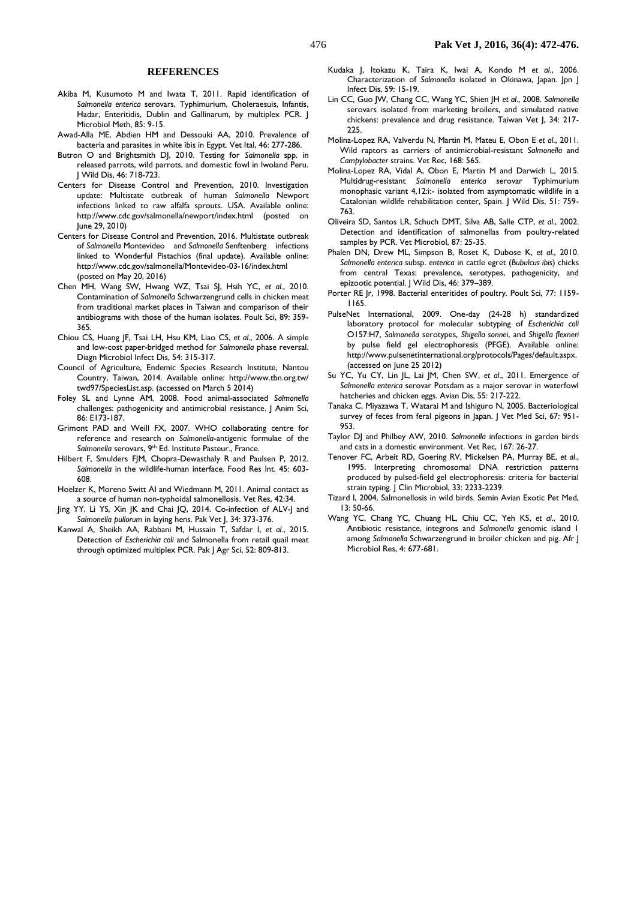## REFERENCES

Akiba M, Kusumoto M and Iwata T, 2011. Rapid identification of *Salmonella enterica* serovars, Typhimurium, Choleraesuis, Infantis, Hadar, Enteritidis, Dublin and Gallinarum, by multiplex PCR. J Microbiol Meth, 85: 9-15.

Awad-Alla ME, Abdien HM and Dessouki AA, 2010. Prevalence of bacteria and parasites in white ibis in Egypt. Vet Ital, 46: 277-286.

Butron O and Brightsmith DJ, 2010. Testing for *Salmonella* spp. in released parrots, wild parrots, and domestic fowl in lwoland Peru. J Wild Dis, 46: 718-723.

Centers for Disease Control and Prevention, 2010. Investigation update: Multistate outbreak of human *Salmonella* Newport infections linked to raw alfalfa sprouts. USA. Available online: http://www.cdc.gov/salmonella/newport/index.html (posted on June 29, 2010)

Centers for Disease Control and Prevention, 2016. Multistate outbreak of *Salmonella* Montevideo and *Salmonella* Senftenberg infections linked to Wonderful Pistachios (final update). Available online: http://www.cdc.gov/salmonella/Montevideo-03-16/index.html (posted on May 20, 2016)

Chen MH, Wang SW, Hwang WZ, Tsai SJ, Hsih YC, *et al*., 2010. Contamination of *Salmonella* Schwarzengrund cells in chicken meat from traditional market places in Taiwan and comparison of their antibiograms with those of the human isolates. Poult Sci, 89: 359-365.

Chiou CS, Huang JF, Tsai LH, Hsu KM, Liao CS, *et al*., 2006. A simple and low-cost paper-bridged method for *Salmonella* phase reversal. Diagn Microbiol Infect Dis, 54: 315-317.

Council of Agriculture, Endemic Species Research Institute, Nantou Country, Taiwan, 2014. Available online: http://www.tbn.org.tw/twd97/SpeciesList.asp. (accessed on March 5 2014)

Foley SL and Lynne AM, 2008. Food animal-associated *Salmonella* challenges: pathogenicity and antimicrobial resistance. J Anim Sci, 86: E173-187.

Grimont PAD and Weill FX, 2007. WHO collaborating centre for reference and research on *Salmonella*-antigenic formulae of the *Salmonella* serovars, 9th Ed. Institute Pasteur., France.

Hilbert F, Smulders FJM, Chopra-Dewasthaly R and Paulsen P, 2012. *Salmonella* in the wildlife-human interface. Food Res Int, 45: 603-608.

Hoelzer K, Moreno Switt AI and Wiedmann M, 2011. Animal contact as a source of human non-typhoidal salmonellosis. Vet Res, 42:34.

Jing YY, Li YS, Xin JK and Chai JQ, 2014. Co-infection of ALV-J and *Salmonella pullorum* in laying hens. Pak Vet J, 34: 373-376.

Kanwal A, Sheikh AA, Rabbani M, Hussain T, Safdar I, *et al*., 2015. Detection of *Escherichia coli* and Salmonella from retail quail meat through optimized multiplex PCR. Pak J Agr Sci, 52: 809-813.

Kudaka J, Itokazu K, Taira K, Iwai A, Kondo M *et al*., 2006. Characterization of *Salmonella* isolated in Okinawa, Japan. Jpn J Infect Dis, 59: 15-19.

Lin CC, Guo JW, Chang CC, Wang YC, Shien JH *et al*., 2008. *Salmonella* serovars isolated from marketing broilers, and simulated native chickens: prevalence and drug resistance. Taiwan Vet J, 34: 217-225.

Molina-Lopez RA, Valverdu N, Martin M, Mateu E, Obon E *et al*., 2011. Wild raptors as carriers of antimicrobial-resistant *Salmonella* and *Campylobacter* strains. Vet Rec, 168: 565.

Molina-Lopez RA, Vidal A, Obon E, Martin M and Darwich L, 2015. Multidrug-resistant *Salmonella enterica* serovar Typhimurium monophasic variant 4,12:i:- isolated from asymptomatic wildlife in a Catalonian wildlife rehabilitation center, Spain. J Wild Dis, 51: 759-763.

Oliveira SD, Santos LR, Schuch DMT, Silva AB, Salle CTP, *et al*., 2002. Detection and identification of salmonellas from poultry-related samples by PCR. Vet Microbiol, 87: 25-35.

Phalen DN, Drew ML, Simpson B, Roset K, Dubose K, *et al*., 2010. *Salmonella enterica* subsp. *enterica* in cattle egret (*Bubulcus ibis*) chicks from central Texas: prevalence, serotypes, pathogenicity, and epizootic potential. J Wild Dis, 46: 379–389.

Porter RE Jr, 1998. Bacterial enteritides of poultry. Poult Sci, 77: 1159-1165.

PulseNet International, 2009. One-day (24-28 h) standardized laboratory protocol for molecular subtyping of *Escherichia coli* O157:H7, *Salmonella* serotypes, *Shigella sonnei*, and *Shigella flexneri* by pulse field gel electrophoresis (PFGE). Available online: http://www.pulsenetinternational.org/protocols/Pages/default.aspx. (accessed on June 25 2012)

Su YC, Yu CY, Lin JL, Lai JM, Chen SW, *et al*., 2011. Emergence of *Salmonella enterica* serovar Potsdam as a major serovar in waterfowl hatcheries and chicken eggs. Avian Dis, 55: 217-222.

Tanaka C, Miyazawa T, Watarai M and Ishiguro N, 2005. Bacteriological survey of feces from feral pigeons in Japan. J Vet Med Sci, 67: 951-953.

Taylor DJ and Philbey AW, 2010. *Salmonella* infections in garden birds and cats in a domestic environment. Vet Rec, 167: 26-27.

Tenover FC, Arbeit RD, Goering RV, Mickelsen PA, Murray BE, *et al*., 1995. Interpreting chromosomal DNA restriction patterns produced by pulsed-field gel electrophoresis: criteria for bacterial strain typing. J Clin Microbiol, 33: 2233-2239.

Tizard I, 2004. Salmonellosis in wild birds. Semin Avian Exotic Pet Med, 13: 50-66.

Wang YC, Chang YC, Chuang HL, Chiu CC, Yeh KS, *et al*., 2010. Antibiotic resistance, integrons and *Salmonella* genomic island 1 among *Salmonella* Schwarzengrund in broiler chicken and pig. Afr J Microbiol Res, 4: 677-681.